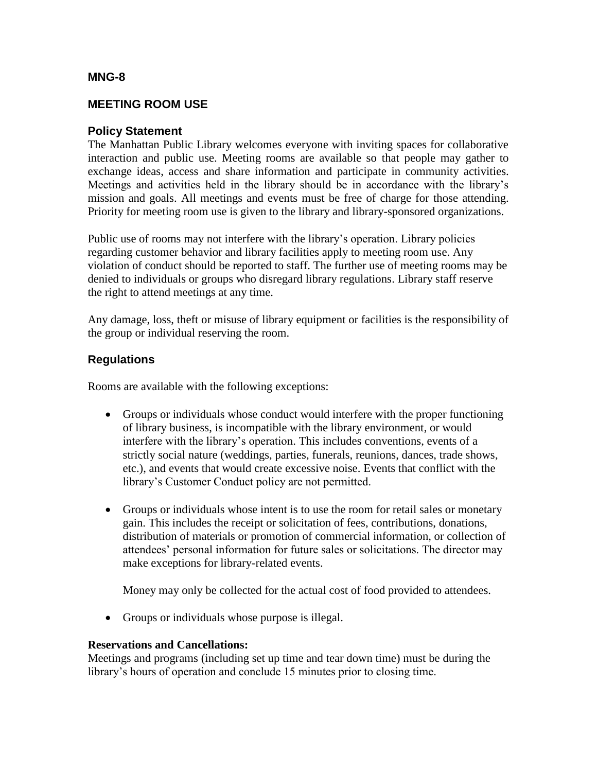## MNG-8

## MEETING ROOM USE

### Policy Statement

The Manhattan Public Library welcomes everyone with inviting spaces for collaborative interaction and public use. Meeting rooms are available so that people may gather to exchange ideas, access and share information and participate in community activities. Meetings and activities held in the library should be in accordance with the library's mission and goals. All meetings and events must be free of charge for those attending. Priority for meeting room use is given to the library and library-sponsored organizations.

Public use of rooms may not interfere with the library's operation. Library policies regarding customer behavior and library facilities apply to meeting room use. Any violation of conduct should be reported to staff. The further use of meeting rooms may be denied to individuals or groups who disregard library regulations. Library staff reserve the right to attend meetings at any time.

Any damage, loss, theft or misuse of library equipment or facilities is the responsibility of the group or individual reserving the room.

### Regulations

Rooms are available with the following exceptions:

- Groups or individuals whose conduct would interfere with the proper functioning of library business, is incompatible with the library environment, or would interfere with the library's operation. This includes conventions, events of a strictly social nature (weddings, parties, funerals, reunions, dances, trade shows, etc.), and events that would create excessive noise. Events that conflict with the library's Customer Conduct policy are not permitted.

- Groups or individuals whose intent is to use the room for retail sales or monetary gain. This includes the receipt or solicitation of fees, contributions, donations, distribution of materials or promotion of commercial information, or collection of attendees' personal information for future sales or solicitations. The director may make exceptions for library-related events.

  Money may only be collected for the actual cost of food provided to attendees.

- Groups or individuals whose purpose is illegal.

**Reservations and Cancellations:**

Meetings and programs (including set up time and tear down time) must be during the library's hours of operation and conclude 15 minutes prior to closing time.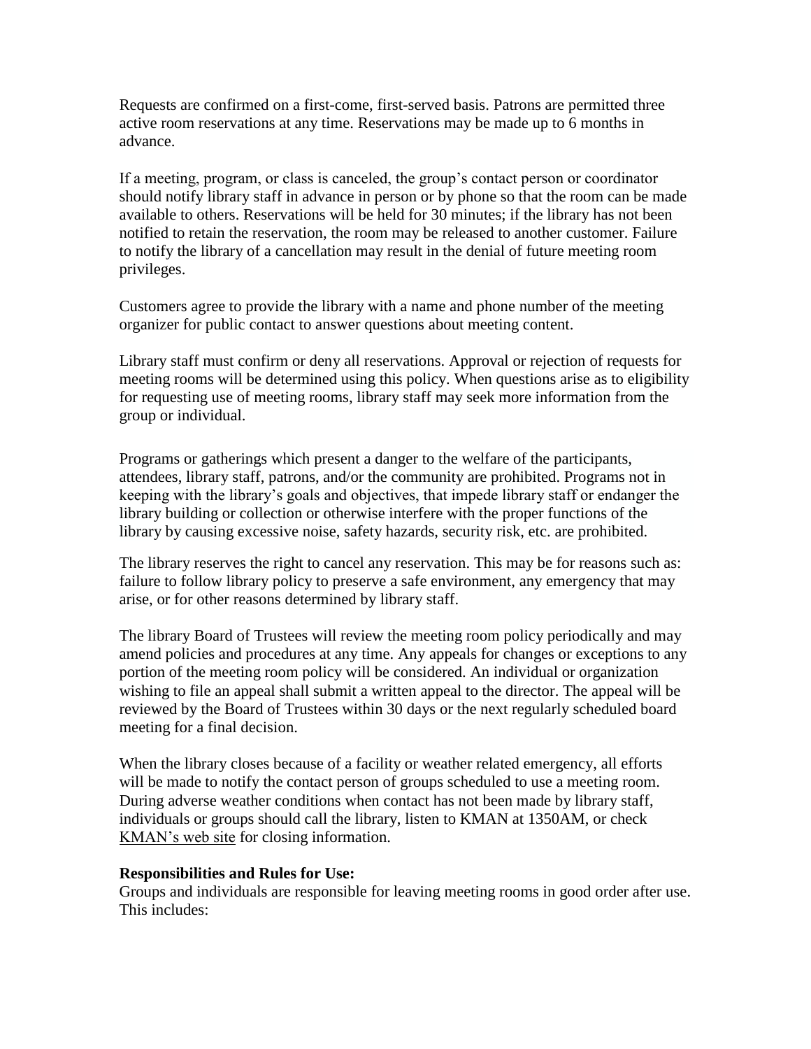Requests are confirmed on a first-come, first-served basis. Patrons are permitted three active room reservations at any time. Reservations may be made up to 6 months in advance.

If a meeting, program, or class is canceled, the group's contact person or coordinator should notify library staff in advance in person or by phone so that the room can be made available to others. Reservations will be held for 30 minutes; if the library has not been notified to retain the reservation, the room may be released to another customer. Failure to notify the library of a cancellation may result in the denial of future meeting room privileges.

Customers agree to provide the library with a name and phone number of the meeting organizer for public contact to answer questions about meeting content.

Library staff must confirm or deny all reservations. Approval or rejection of requests for meeting rooms will be determined using this policy. When questions arise as to eligibility for requesting use of meeting rooms, library staff may seek more information from the group or individual.

Programs or gatherings which present a danger to the welfare of the participants, attendees, library staff, patrons, and/or the community are prohibited. Programs not in keeping with the library's goals and objectives, that impede library staff or endanger the library building or collection or otherwise interfere with the proper functions of the library by causing excessive noise, safety hazards, security risk, etc. are prohibited.

The library reserves the right to cancel any reservation. This may be for reasons such as: failure to follow library policy to preserve a safe environment, any emergency that may arise, or for other reasons determined by library staff.

The library Board of Trustees will review the meeting room policy periodically and may amend policies and procedures at any time. Any appeals for changes or exceptions to any portion of the meeting room policy will be considered. An individual or organization wishing to file an appeal shall submit a written appeal to the director. The appeal will be reviewed by the Board of Trustees within 30 days or the next regularly scheduled board meeting for a final decision.

When the library closes because of a facility or weather related emergency, all efforts will be made to notify the contact person of groups scheduled to use a meeting room. During adverse weather conditions when contact has not been made by library staff, individuals or groups should call the library, listen to KMAN at 1350AM, or check KMAN's web site for closing information.

**Responsibilities and Rules for Use:**
Groups and individuals are responsible for leaving meeting rooms in good order after use. This includes: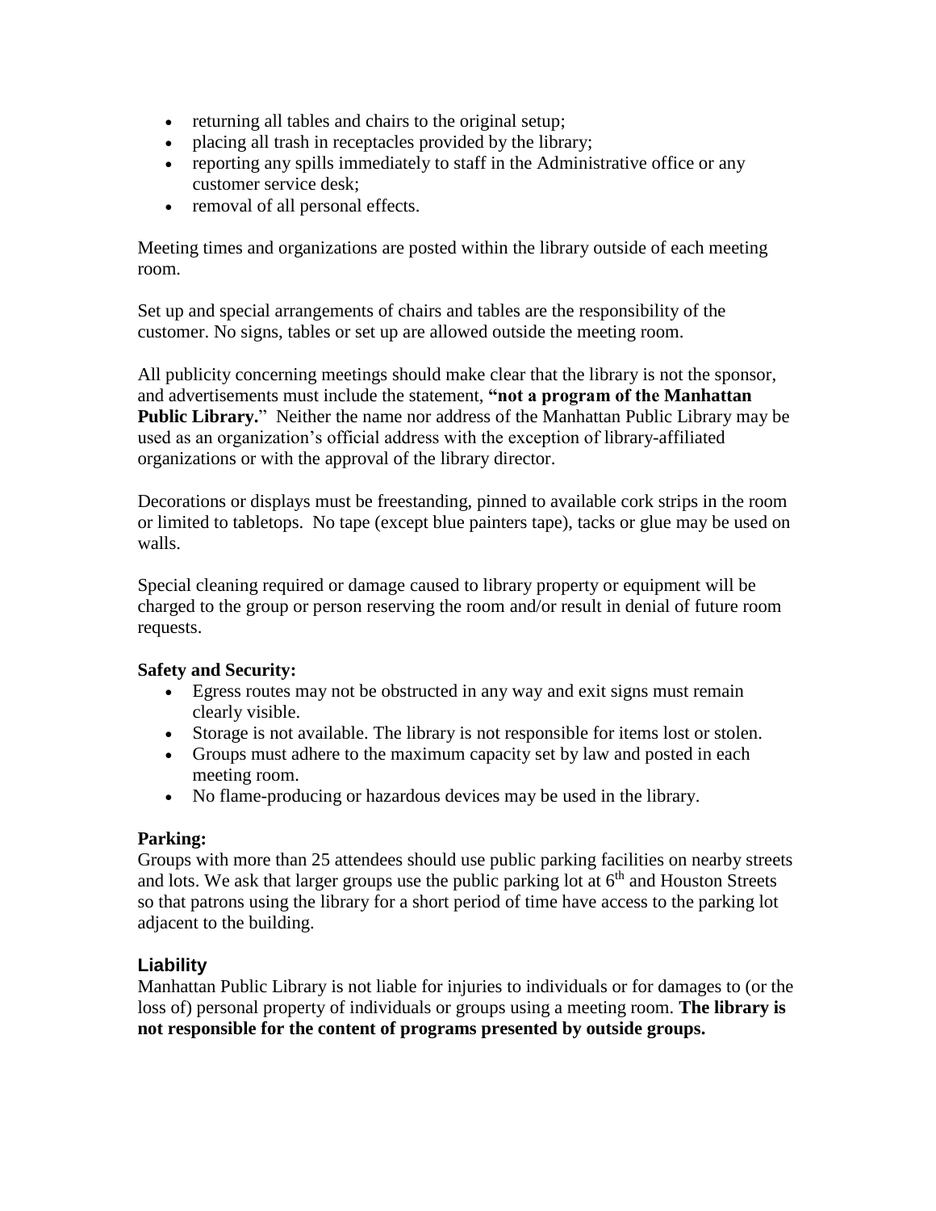- returning all tables and chairs to the original setup;
- placing all trash in receptacles provided by the library;
- reporting any spills immediately to staff in the Administrative office or any customer service desk;
- removal of all personal effects.

Meeting times and organizations are posted within the library outside of each meeting room.

Set up and special arrangements of chairs and tables are the responsibility of the customer. No signs, tables or set up are allowed outside the meeting room.

All publicity concerning meetings should make clear that the library is not the sponsor, and advertisements must include the statement, **"not a program of the Manhattan Public Library.**" Neither the name nor address of the Manhattan Public Library may be used as an organization's official address with the exception of library-affiliated organizations or with the approval of the library director.

Decorations or displays must be freestanding, pinned to available cork strips in the room or limited to tabletops. No tape (except blue painters tape), tacks or glue may be used on walls.

Special cleaning required or damage caused to library property or equipment will be charged to the group or person reserving the room and/or result in denial of future room requests.

**Safety and Security:**

- Egress routes may not be obstructed in any way and exit signs must remain clearly visible.
- Storage is not available. The library is not responsible for items lost or stolen.
- Groups must adhere to the maximum capacity set by law and posted in each meeting room.
- No flame-producing or hazardous devices may be used in the library.

**Parking:**

Groups with more than 25 attendees should use public parking facilities on nearby streets and lots. We ask that larger groups use the public parking lot at 6th and Houston Streets so that patrons using the library for a short period of time have access to the parking lot adjacent to the building.

## Liability

Manhattan Public Library is not liable for injuries to individuals or for damages to (or the loss of) personal property of individuals or groups using a meeting room. **The library is not responsible for the content of programs presented by outside groups.**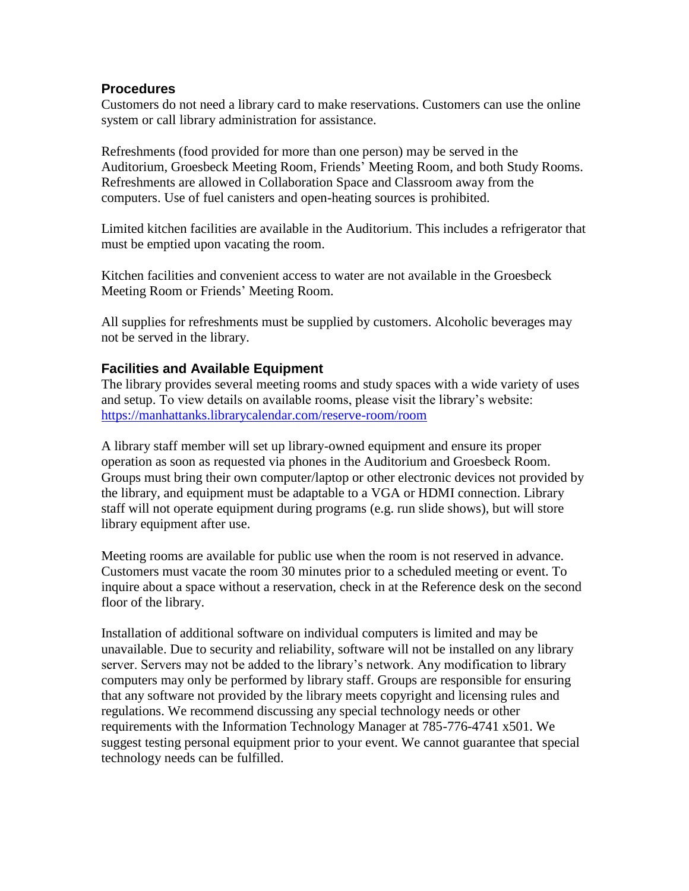### Procedures

Customers do not need a library card to make reservations. Customers can use the online system or call library administration for assistance.

Refreshments (food provided for more than one person) may be served in the Auditorium, Groesbeck Meeting Room, Friends' Meeting Room, and both Study Rooms. Refreshments are allowed in Collaboration Space and Classroom away from the computers. Use of fuel canisters and open-heating sources is prohibited.

Limited kitchen facilities are available in the Auditorium. This includes a refrigerator that must be emptied upon vacating the room.

Kitchen facilities and convenient access to water are not available in the Groesbeck Meeting Room or Friends' Meeting Room.

All supplies for refreshments must be supplied by customers. Alcoholic beverages may not be served in the library.

### Facilities and Available Equipment

The library provides several meeting rooms and study spaces with a wide variety of uses and setup. To view details on available rooms, please visit the library's website: [https://manhattanks.librarycalendar.com/reserve-room/room](https://manhattanks.librarycalendar.com/reserve-room/room)

A library staff member will set up library-owned equipment and ensure its proper operation as soon as requested via phones in the Auditorium and Groesbeck Room. Groups must bring their own computer/laptop or other electronic devices not provided by the library, and equipment must be adaptable to a VGA or HDMI connection. Library staff will not operate equipment during programs (e.g. run slide shows), but will store library equipment after use.

Meeting rooms are available for public use when the room is not reserved in advance. Customers must vacate the room 30 minutes prior to a scheduled meeting or event. To inquire about a space without a reservation, check in at the Reference desk on the second floor of the library.

Installation of additional software on individual computers is limited and may be unavailable. Due to security and reliability, software will not be installed on any library server. Servers may not be added to the library's network. Any modification to library computers may only be performed by library staff. Groups are responsible for ensuring that any software not provided by the library meets copyright and licensing rules and regulations. We recommend discussing any special technology needs or other requirements with the Information Technology Manager at 785-776-4741 x501. We suggest testing personal equipment prior to your event. We cannot guarantee that special technology needs can be fulfilled.